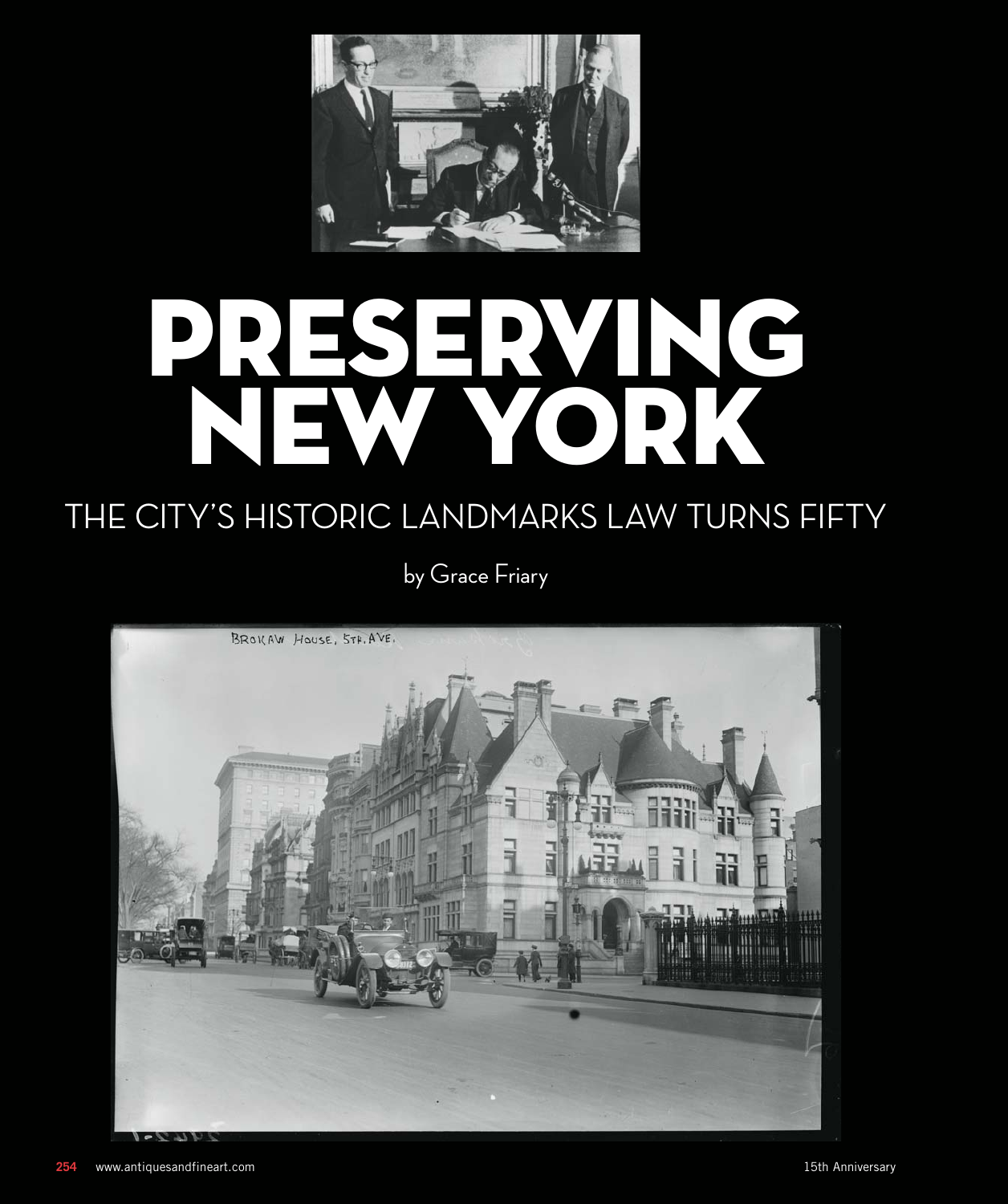# PRESERVING NEW YORK

## THE CITY'S HISTORIC LANDMARKS LAW TURNS FIFTY

by Grace Friary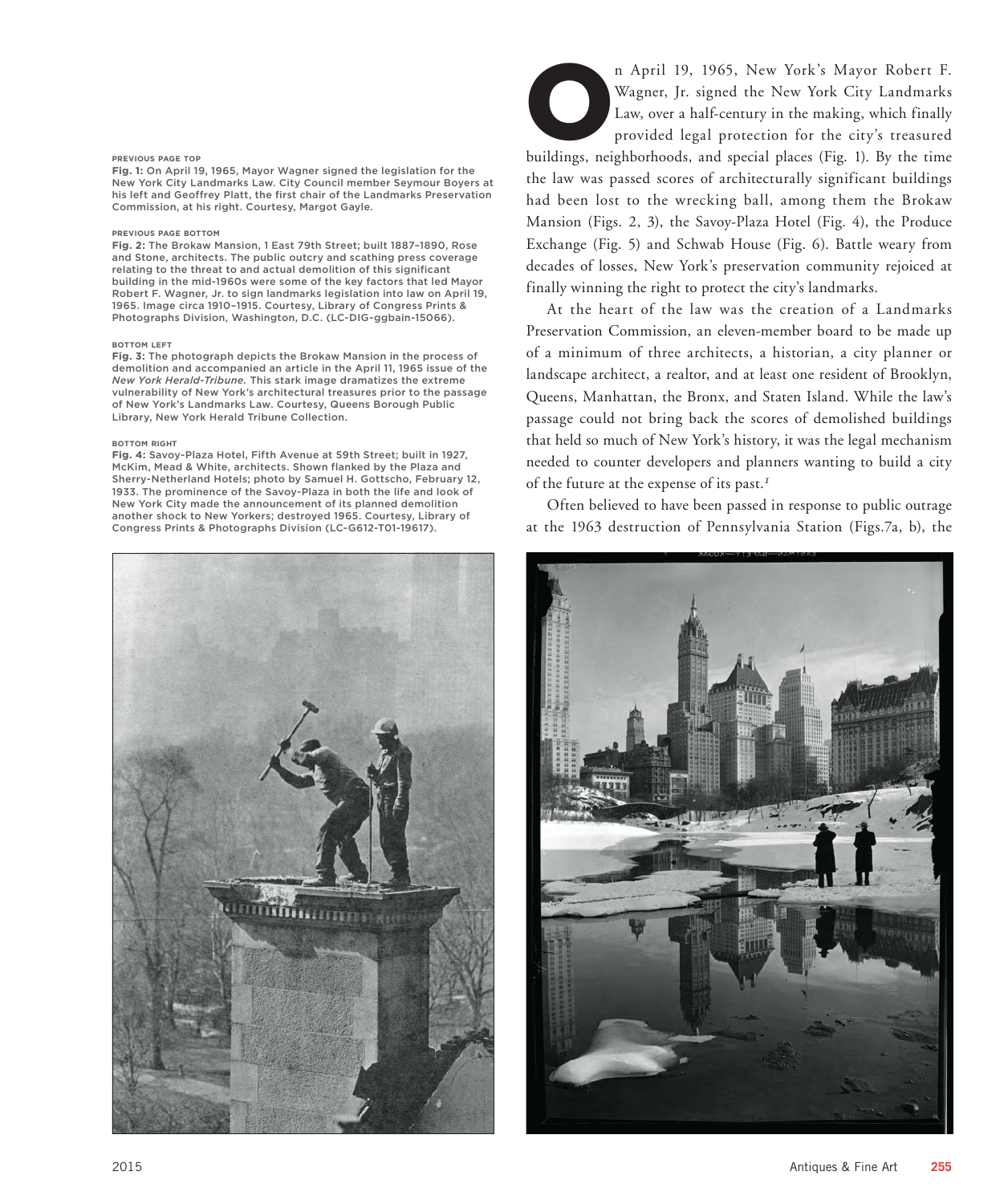PREVIOUS PAGE TOP

**Fig. 1:** On April 19, 1965, Mayor Wagner signed the legislation for the New York City Landmarks Law. City Council member Seymour Boyers at his left and Geoffrey Platt, the first chair of the Landmarks Preservation Commission at his right. Courtesy, Margot Gayle.

PREVIOUS PAGE BOTTOM

**Fig. 2:** The Brokaw Mansion, 1 East 79th Street; built 1887–1890, Rose and Stone, architects. The public outcry and scathing press coverage relating to the threat to and actual demolition of this significant building in the mid-1960s were some of the key factors that led Mayor Robert F. Wagner, Jr. to sign landmarks legislation into law on April 19, 1965. Image circa 1910–1915. Courtesy, Library of Congress Prints & Photographs Division, Washington, D.C. (LC-DIG-ggbain-15066).

BOTTOM LEFT

**Fig. 3:** The photograph depicts the Brokaw Mansion in the process of demolition and accompanied an article in the April 11, 1965 issue of the *New York Herald-Tribune*. This stark image dramatizes the extreme vulnerability of New York's architectural treasures prior to the passage of New York's Landmarks Law. Courtesy, Queens Borough Public Library, New York Herald Tribune Collection.

BOTTOM RIGHT

**Fig. 4:** Savoy-Plaza Hotel, Fifth Avenue at 59th Street; built in 1927, McKim, Mead & White, architects. Shown flanked by the Plaza and Sherry-Netherland Hotels; photo by Samuel H. Gottscho, February 12, 1933. The prominence of the Savoy-Plaza in both the life and look of New York City made the announcement of its planned demolition another shock to New Yorkers; destroyed 1965. Courtesy, Library of Congress Prints & Photographs Division (LC-G612-T01-19617).

On April 19, 1965, New York's Mayor Robert F. Wagner, Jr. signed the New York City Landmarks Law, over a half-century in the making, which finally provided legal protection for the city's treasured buildings, neighborhoods, and special places (Fig. 1). By the time the law was passed scores of architecturally significant buildings had been lost to the wrecking ball, among them the Brokaw Mansion (Figs. 2, 3), the Savoy-Plaza Hotel (Fig. 4), the Produce Exchange (Fig. 5) and Schwab House (Fig. 6). Battle weary from decades of losses, New York's preservation community rejoiced at finally winning the right to protect the city's landmarks.

At the heart of the law was the creation of a Landmarks Preservation Commission, an eleven-member board to be made up of a minimum of three architects, a historian, a city planner or landscape architect, a realtor, and at least one resident of Brooklyn, Queens, Manhattan, the Bronx, and Staten Island. While the law's passage could not bring back the scores of demolished buildings that held so much of New York's history, it was the legal mechanism needed to counter developers and planners wanting to build a city of the future at the expense of its past.[1]

Often believed to have been passed in response to public outrage at the 1963 destruction of Pennsylvania Station (Figs.7a, b), the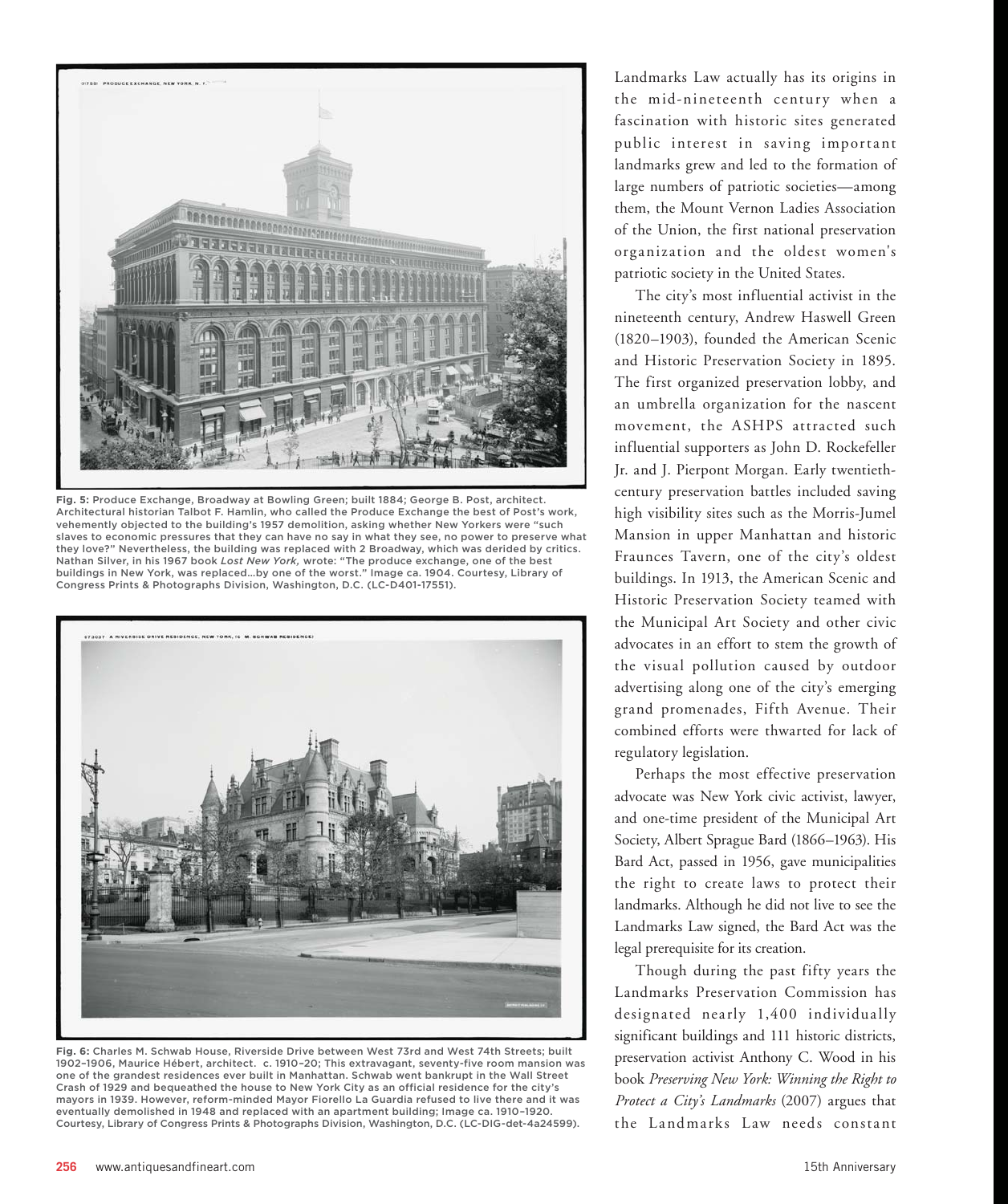Fig. 5: Produce Exchange, Broadway at Bowling Green; built 1884; George B. Post, architect. Architectural historian Talbot F. Hamlin, who called the Produce Exchange the best of Post's work, vehemently objected to the building's 1957 demolition, asking whether New Yorkers were "such slaves to economic pressures that they can have no say in what they see, no power to preserve what they love?" Nevertheless, the building was replaced with 2 Broadway, which was derided by critics. Nathan Silver, in his 1967 book *Lost New York*, wrote: "The produce exchange, one of the best buildings in New York, was replaced…by one of the worst." Image ca. 1904. Courtesy, Library of Congress Prints & Photographs Division, Washington, D.C. (LC-D401-17551).

Fig. 6: Charles M. Schwab House, Riverside Drive between West 73rd and West 74th Streets; built 1902–1906, Maurice Hébert, architect. c. 1910–20; This extravagant, seventy-five room mansion was one of the grandest residences ever built in Manhattan. Schwab went bankrupt in the Wall Street Crash of 1929 and bequeathed the house to New York City as an official residence for the city's mayors in 1939. However, reform-minded Mayor Fiorello La Guardia refused to live there and it was eventually demolished in 1948 and replaced with an apartment building; Image ca. 1910–1920. Courtesy, Library of Congress Prints & Photographs Division, Washington, D.C. (LC-DIG-det-4a24599).

Landmarks Law actually has its origins in the mid-nineteenth century when a fascination with historic sites generated public interest in saving important landmarks grew and led to the formation of large numbers of patriotic societies—among them, the Mount Vernon Ladies Association of the Union, the first national preservation organization and the oldest women's patriotic society in the United States.

The city's most influential activist in the nineteenth century, Andrew Haswell Green (1820–1903), founded the American Scenic and Historic Preservation Society in 1895. The first organized preservation lobby, and an umbrella organization for the nascent movement, the ASHPS attracted such influential supporters as John D. Rockefeller Jr. and J. Pierpont Morgan. Early twentieth-century preservation battles included saving high visibility sites such as the Morris-Jumel Mansion in upper Manhattan and historic Fraunces Tavern, one of the city's oldest buildings. In 1913, the American Scenic and Historic Preservation Society teamed with the Municipal Art Society and other civic advocates in an effort to stem the growth of the visual pollution caused by outdoor advertising along one of the city's emerging grand promenades, Fifth Avenue. Their combined efforts were thwarted for lack of regulatory legislation.

Perhaps the most effective preservation advocate was New York civic activist, lawyer, and one-time president of the Municipal Art Society, Albert Sprague Bard (1866–1963). His Bard Act, passed in 1956, gave municipalities the right to create laws to protect their landmarks. Although he did not live to see the Landmarks Law signed, the Bard Act was the legal prerequisite for its creation.

Though during the past fifty years the Landmarks Preservation Commission has designated nearly 1,400 individually significant buildings and 111 historic districts, preservation activist Anthony C. Wood in his book *Preserving New York: Winning the Right to Protect a City's Landmarks* (2007) argues that the Landmarks Law needs constant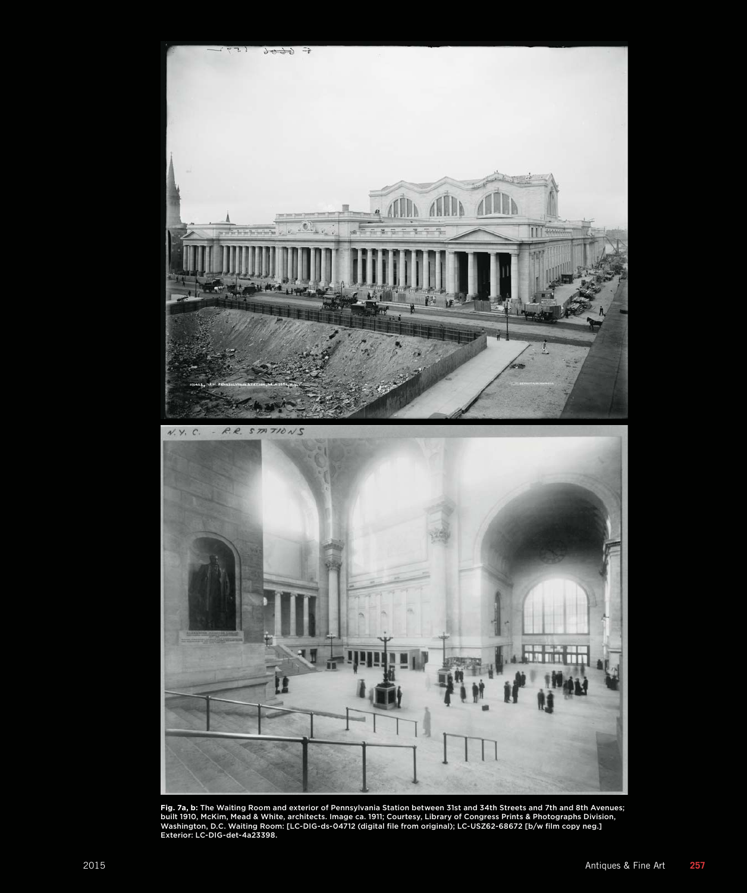**Fig. 7a, b:** The Waiting Room and exterior of Pennsylvania Station between 31st and 34th Streets and 7th and 8th Avenues; built 1910, McKim, Mead & White, architects. Image ca. 1911; Courtesy, Library of Congress Prints & Photographs Division, Washington, D.C. Waiting Room: [LC-DIG-ds-04712 (digital file from original); LC-USZ62-68672 [b/w film copy neg.] Exterior: LC-DIG-det-4a23398.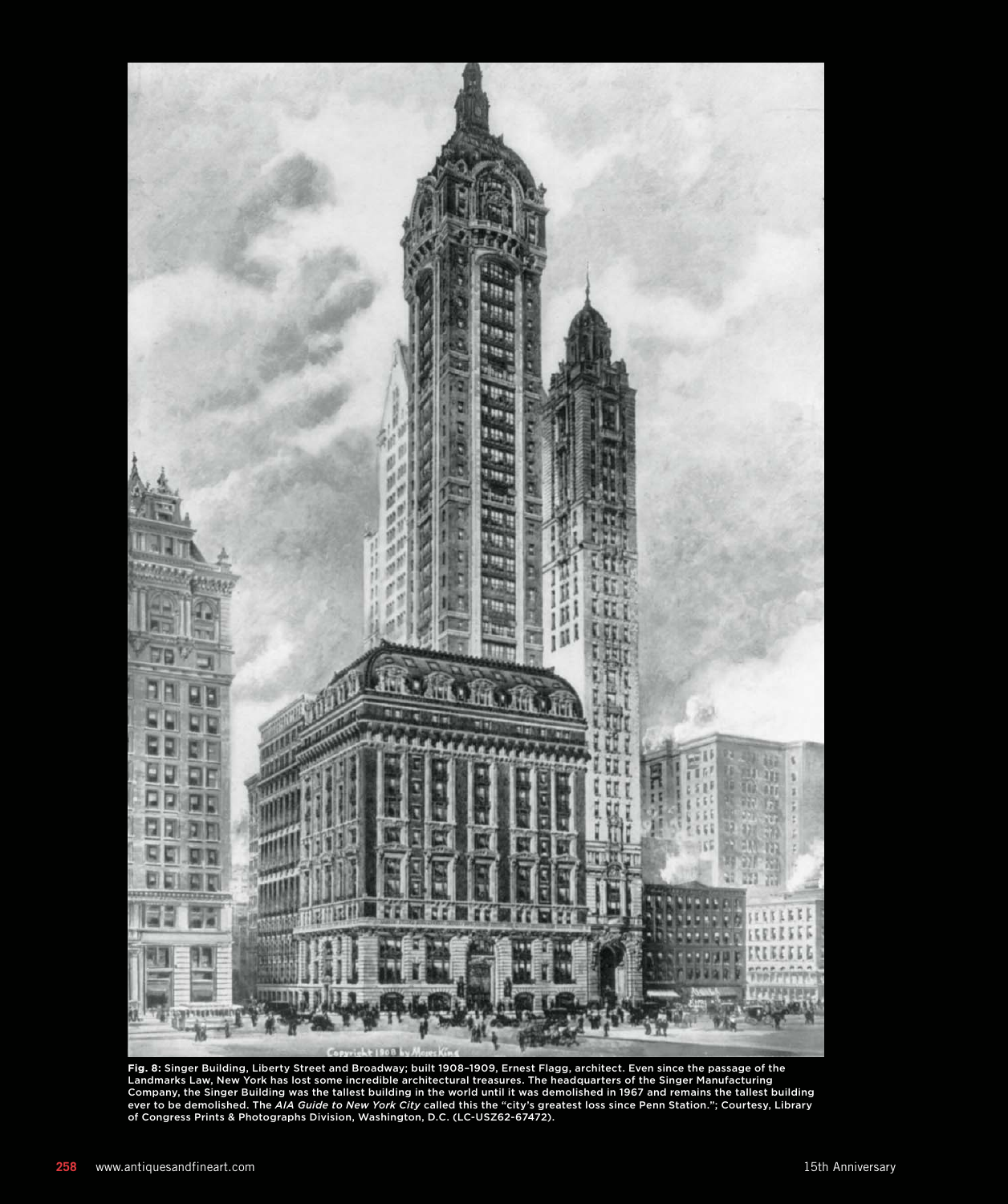**Fig. 8:** Singer Building, Liberty Street and Broadway; built 1908–1909, Ernest Flagg, architect. Even since the passage of the Landmarks Law, New York has lost some incredible architectural treasures. The headquarters of the Singer Manufacturing Company, the Singer Building was the tallest building in the world until it was demolished in 1967 and remains the tallest building ever to be demolished. The *AIA Guide to New York City* called this the "city's greatest loss since Penn Station."; Courtesy, Library of Congress Prints & Photographs Division, Washington, D.C. (LC-USZ62-67472).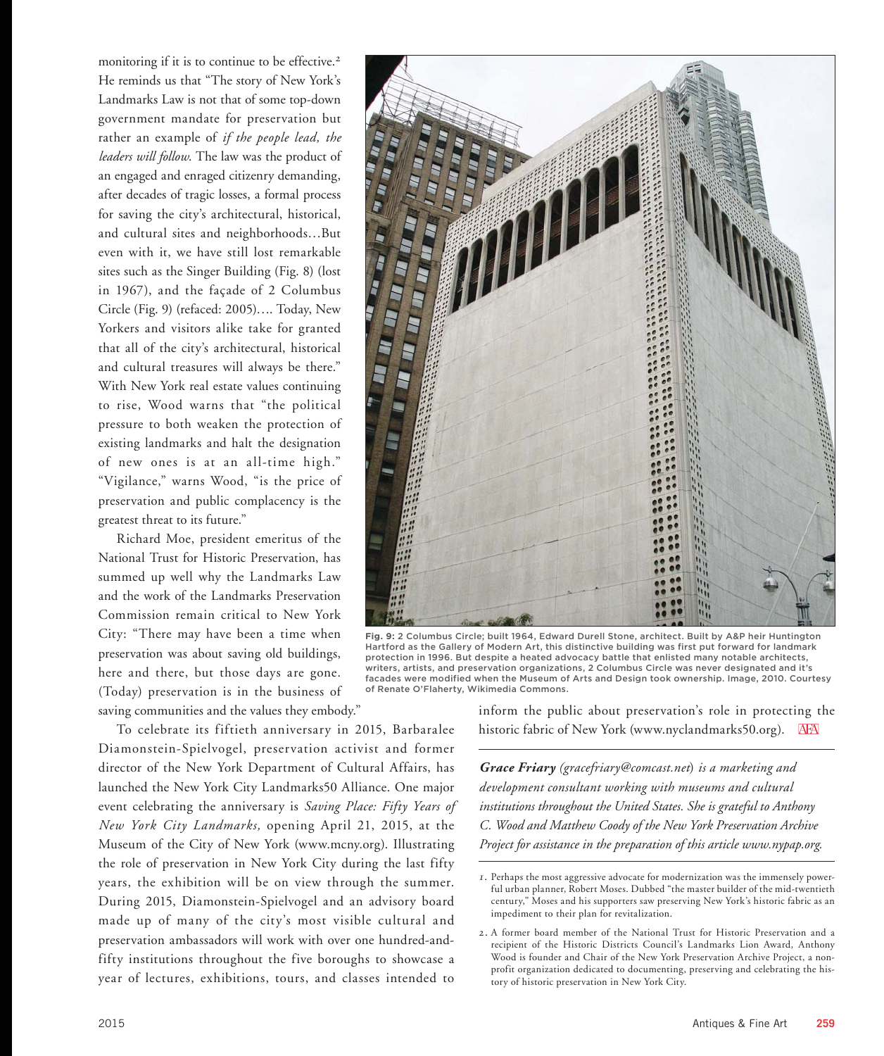monitoring if it is to continue to be effective.[2] He reminds us that "The story of New York's Landmarks Law is not that of some top-down government mandate for preservation but rather an example of *if the people lead, the leaders will follow.* The law was the product of an engaged and enraged citizenry demanding, after decades of tragic losses, a formal process for saving the city's architectural, historical, and cultural sites and neighborhoods…But even with it, we have still lost remarkable sites such as the Singer Building (Fig. 8) (lost in 1967), and the façade of 2 Columbus Circle (Fig. 9) (refaced: 2005)…. Today, New Yorkers and visitors alike take for granted that all of the city's architectural, historical and cultural treasures will always be there." With New York real estate values continuing to rise, Wood warns that "the political pressure to both weaken the protection of existing landmarks and halt the designation of new ones is at an all-time high." "Vigilance," warns Wood, "is the price of preservation and public complacency is the greatest threat to its future."

Richard Moe, president emeritus of the National Trust for Historic Preservation, has summed up well why the Landmarks Law and the work of the Landmarks Preservation Commission remain critical to New York City: "There may have been a time when preservation was about saving old buildings, here and there, but those days are gone. (Today) preservation is in the business of saving communities and the values they embody."

To celebrate its fiftieth anniversary in 2015, Barbaralee Diamonstein-Spielvogel, preservation activist and former director of the New York Department of Cultural Affairs, has launched the New York City Landmarks50 Alliance. One major event celebrating the anniversary is *Saving Place: Fifty Years of New York City Landmarks,* opening April 21, 2015, at the Museum of the City of New York (www.mcny.org). Illustrating the role of preservation in New York City during the last fifty years, the exhibition will be on view through the summer. During 2015, Diamonstein-Spielvogel and an advisory board made up of many of the city's most visible cultural and preservation ambassadors will work with over one hundred-and-fifty institutions throughout the five boroughs to showcase a year of lectures, exhibitions, tours, and classes intended to inform the public about preservation's role in protecting the historic fabric of New York (www.nyclandmarks50.org).

**Fig. 9:** 2 Columbus Circle; built 1964, Edward Durell Stone, architect. Built by A&P heir Huntington Hartford as the Gallery of Modern Art, this distinctive building was first put forward for landmark protection in 1996. But despite a heated advocacy battle that enlisted many notable architects, writers, artists, and preservation organizations, 2 Columbus Circle was never designated and it's facades were modified when the Museum of Arts and Design took ownership. Image, 2010. Courtesy of Renate O'Flaherty, Wikimedia Commons.

***Grace Friary*** *(gracefriary@comcast.net) is a marketing and development consultant working with museums and cultural institutions throughout the United States. She is grateful to Anthony C. Wood and Matthew Coody of the New York Preservation Archive Project for assistance in the preparation of this article www.nypap.org.*

---

1. Perhaps the most aggressive advocate for modernization was the immensely powerful urban planner, Robert Moses. Dubbed "the master builder of the mid-twentieth century," Moses and his supporters saw preserving New York's historic fabric as an impediment to their plan for revitalization.

2. A former board member of the National Trust for Historic Preservation and a recipient of the Historic Districts Council's Landmarks Lion Award, Anthony Wood is founder and Chair of the New York Preservation Archive Project, a non-profit organization dedicated to documenting, preserving and celebrating the history of historic preservation in New York City.